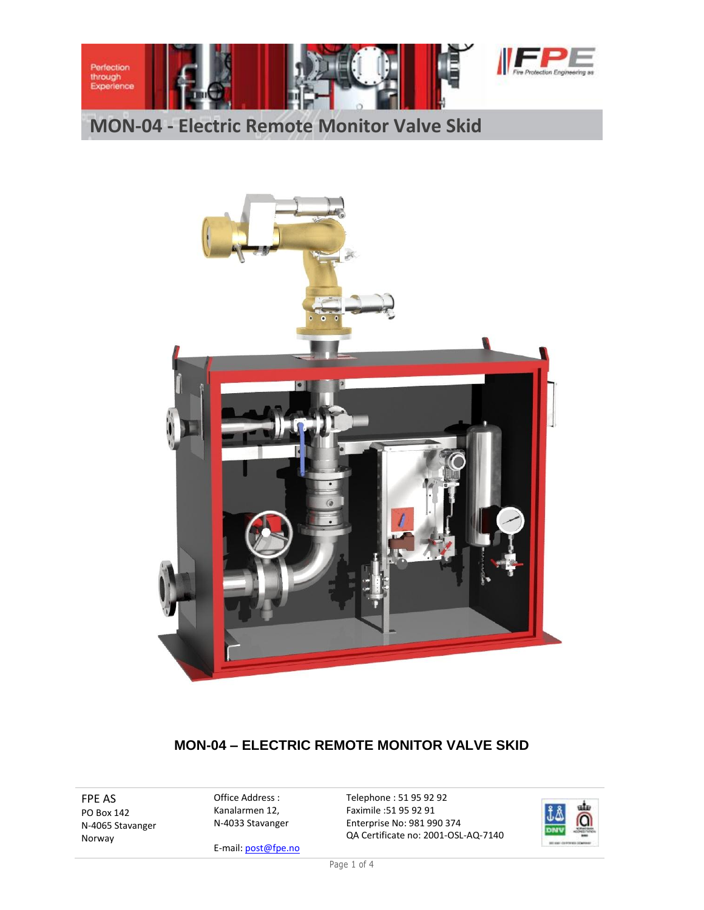# MON-04 - Electric Remote Monitor Valve Skid

## MON-04 – ELECTRIC REMOTE MONITOR VALVE SKID

FPE AS
PO Box 142
N-4065 Stavanger
Norway

Office Address :
Kanalarmen 12,
N-4033 Stavanger

E-mail: post@fpe.no

Telephone : 51 95 92 92
Faximile :51 95 92 91
Enterprise No: 981 990 374
QA Certificate no: 2001-OSL-AQ-7140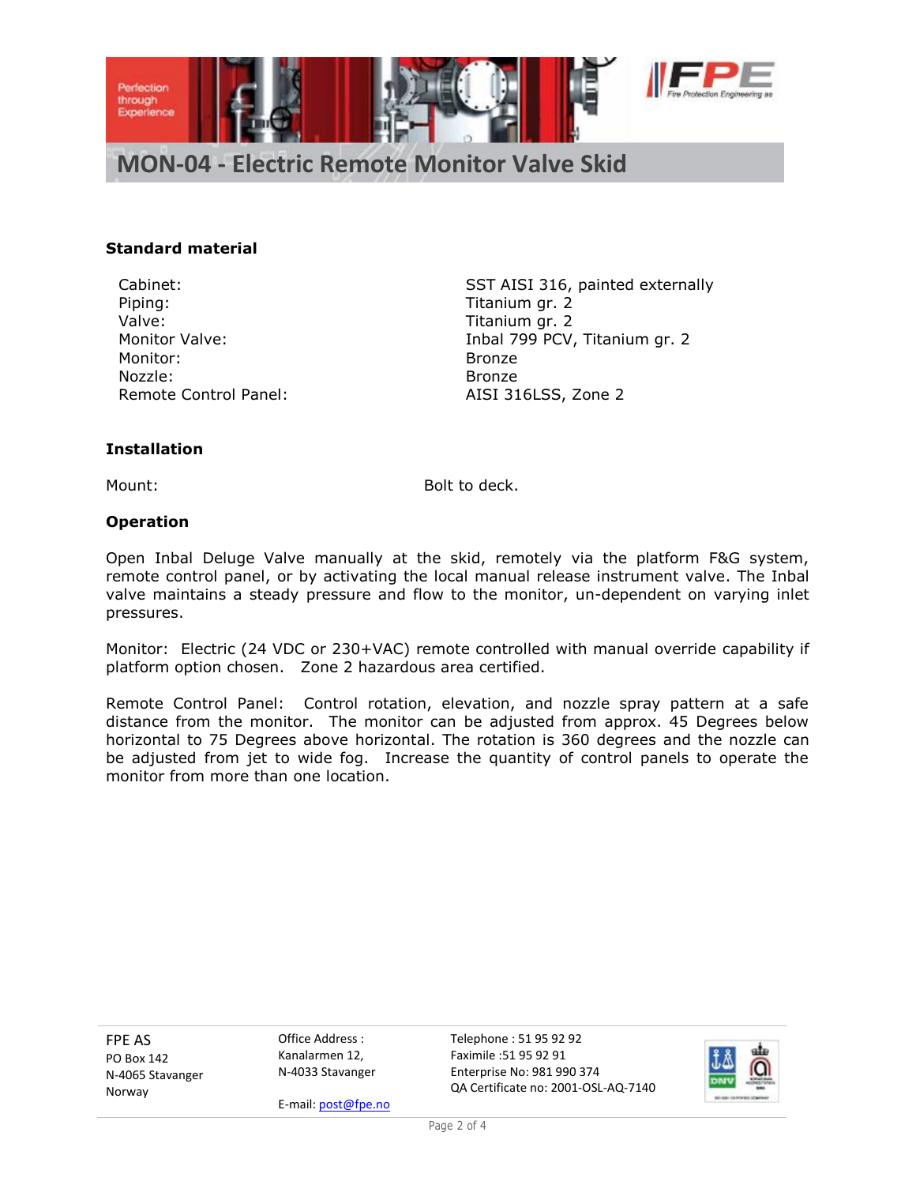# MON-04 - Electric Remote Monitor Valve Skid

### Standard material

| | |
|---|---|
| Cabinet: | SST AISI 316, painted externally |
| Piping: | Titanium gr. 2 |
| Valve: | Titanium gr. 2 |
| Monitor Valve: | Inbal 799 PCV, Titanium gr. 2 |
| Monitor: | Bronze |
| Nozzle: | Bronze |
| Remote Control Panel: | AISI 316LSS, Zone 2 |

### Installation

Mount: Bolt to deck.

### Operation

Open Inbal Deluge Valve manually at the skid, remotely via the platform F&G system, remote control panel, or by activating the local manual release instrument valve. The Inbal valve maintains a steady pressure and flow to the monitor, un-dependent on varying inlet pressures.

Monitor: Electric (24 VDC or 230+VAC) remote controlled with manual override capability if platform option chosen. Zone 2 hazardous area certified.

Remote Control Panel: Control rotation, elevation, and nozzle spray pattern at a safe distance from the monitor. The monitor can be adjusted from approx. 45 Degrees below horizontal to 75 Degrees above horizontal. The rotation is 360 degrees and the nozzle can be adjusted from jet to wide fog. Increase the quantity of control panels to operate the monitor from more than one location.

FPE AS
PO Box 142
N-4065 Stavanger
Norway

Office Address :
Kanalarmen 12,
N-4033 Stavanger

E-mail: post@fpe.no

Telephone : 51 95 92 92
Faximile :51 95 92 91
Enterprise No: 981 990 374
QA Certificate no: 2001-OSL-AQ-7140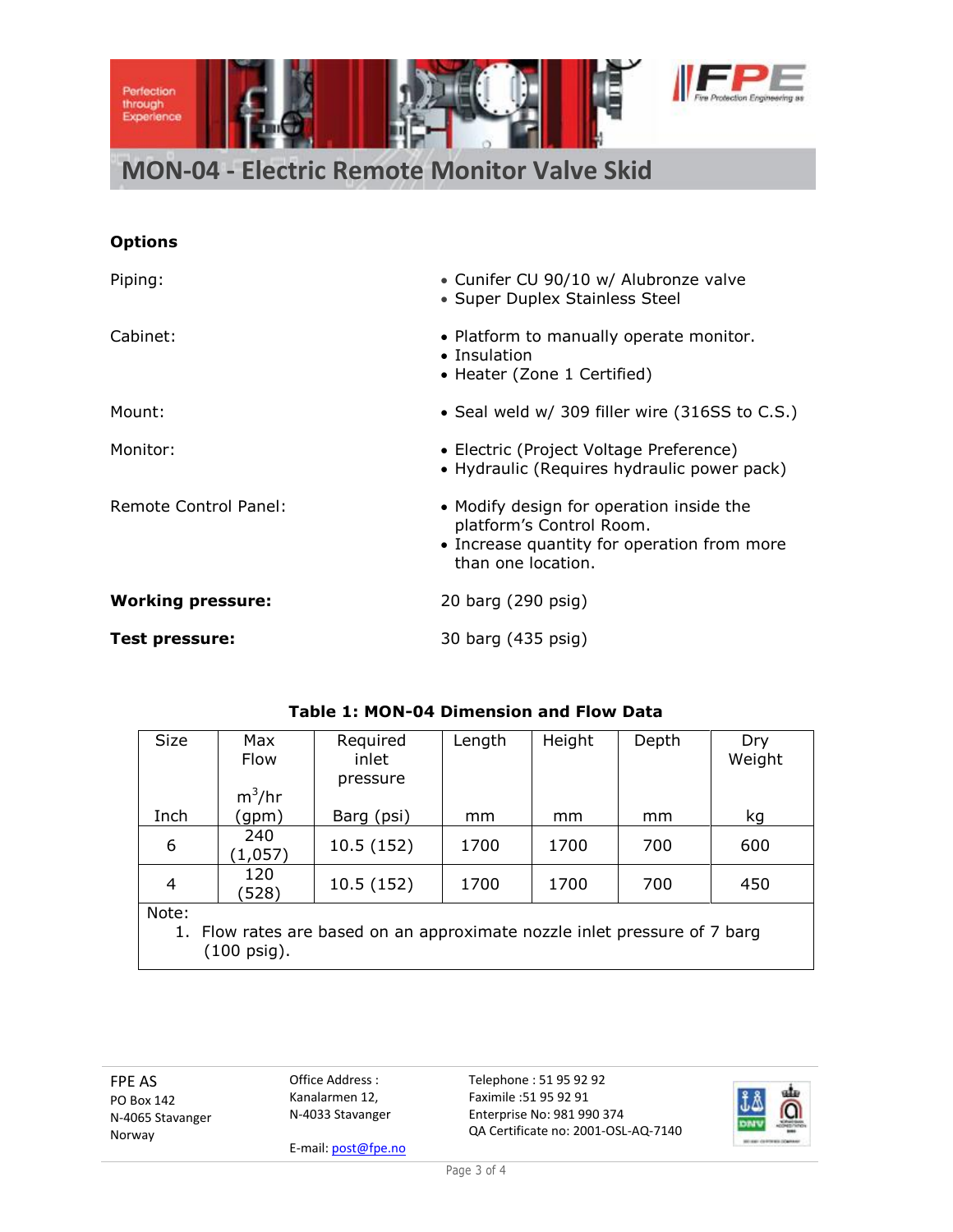# MON-04 - Electric Remote Monitor Valve Skid

**Options**

| | |
|---|---|
| Piping: | • Cunifer CU 90/10 w/ Alubronze valve<br>• Super Duplex Stainless Steel |
| Cabinet: | • Platform to manually operate monitor.<br>• Insulation<br>• Heater (Zone 1 Certified) |
| Mount: | • Seal weld w/ 309 filler wire (316SS to C.S.) |
| Monitor: | • Electric (Project Voltage Preference)<br>• Hydraulic (Requires hydraulic power pack) |
| Remote Control Panel: | • Modify design for operation inside the platform's Control Room.<br>• Increase quantity for operation from more than one location. |
| **Working pressure:** | 20 barg (290 psig) |
| **Test pressure:** | 30 barg (435 psig) |

**Table 1: MON-04 Dimension and Flow Data**

| Size<br>Inch | Max Flow<br>$m^3$/hr (gpm) | Required inlet pressure<br>Barg (psi) | Length<br>mm | Height<br>mm | Depth<br>mm | Dry Weight<br>kg |
|---|---|---|---|---|---|---|
| 6 | 240 (1,057) | 10.5 (152) | 1700 | 1700 | 700 | 600 |
| 4 | 120 (528) | 10.5 (152) | 1700 | 1700 | 700 | 450 |

Note:
1. Flow rates are based on an approximate nozzle inlet pressure of 7 barg (100 psig).

FPE AS
PO Box 142
N-4065 Stavanger
Norway

Office Address :
Kanalarmen 12,
N-4033 Stavanger

E-mail: post@fpe.no

Telephone : 51 95 92 92
Faximile :51 95 92 91
Enterprise No: 981 990 374
QA Certificate no: 2001-OSL-AQ-7140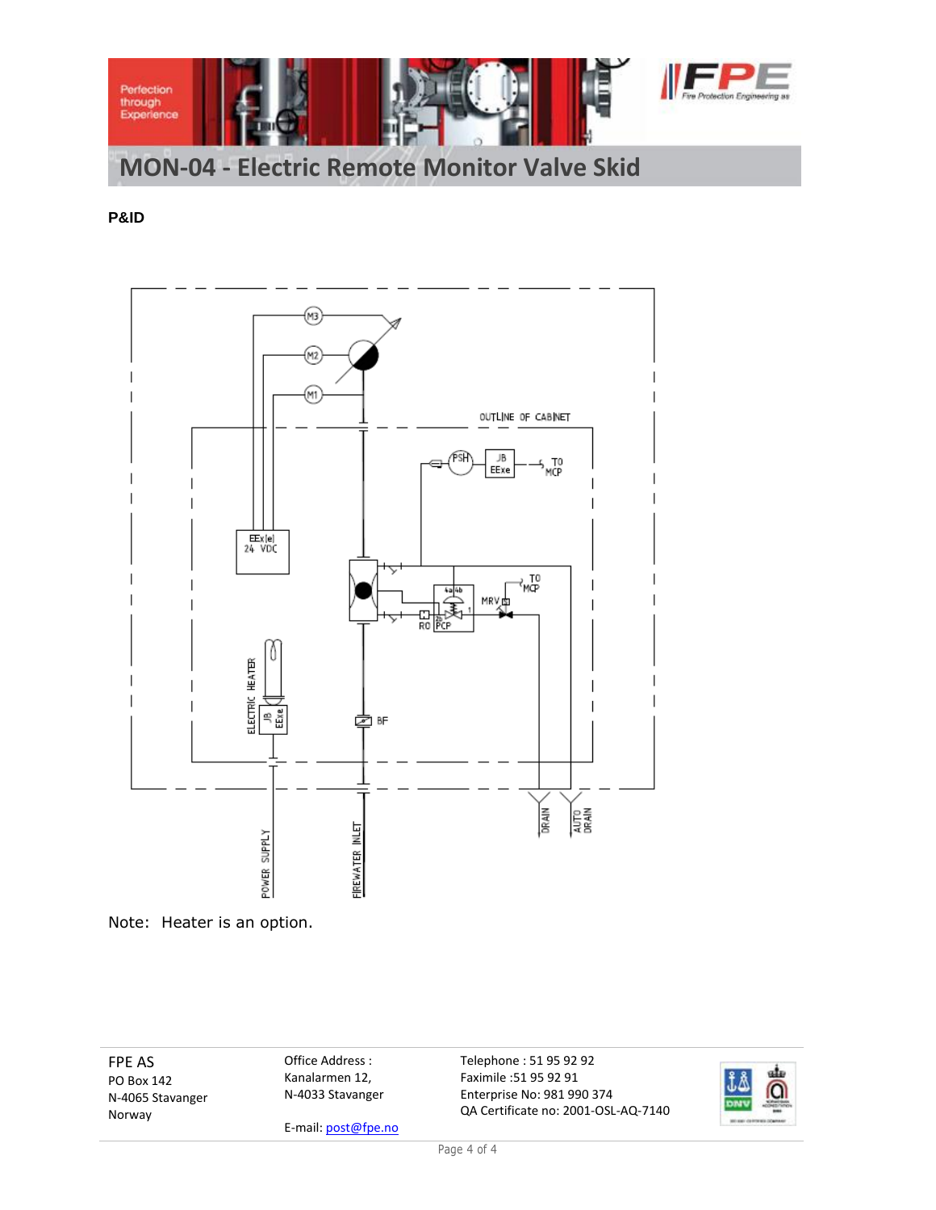**P&ID**

M3
M2
M1
OUTLINE OF CABINET
PSH
JB EExe
TO MCP
EEx(e) 24 VDC
4a 4b
TO MCP
MRV
2b
1
RO
PCP
ELECTRIC HEATER
JB EExe
BF
POWER SUPPLY
FIREWATER INLET
DRAIN
AUTO DRAIN

Note: Heater is an option.